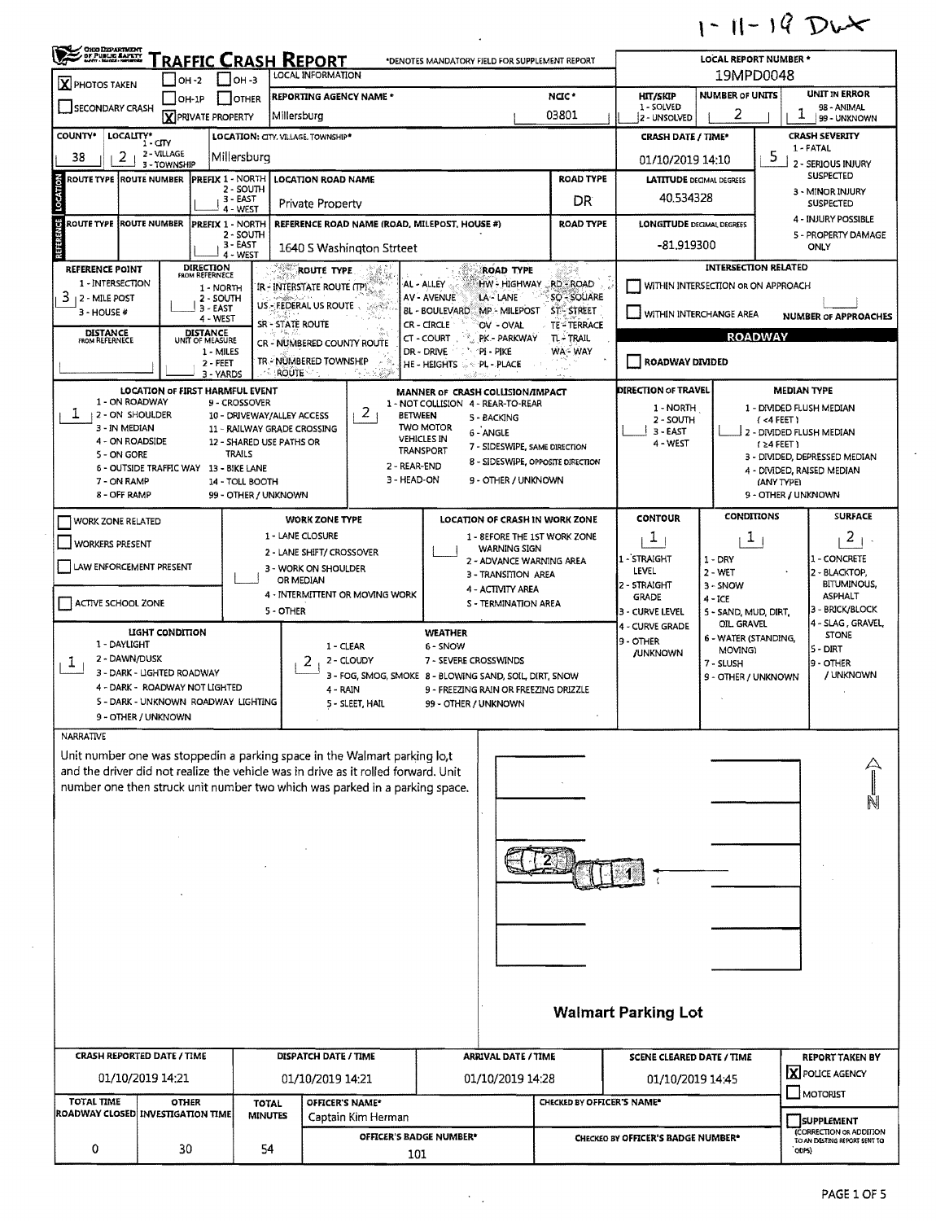1-11-19 DWX

# TRAFFIC CRASH REPORT

OHIO DEPARTMENT OF PUBLIC SAFETY

*DENOTES MANDATORY FIELD FOR SUPPLEMENT REPORT

| | |
|---|---|
| LOCAL REPORT NUMBER * | 19MPD0048 |
| [X] PHOTOS TAKEN | [ ] OH-2 [ ] OH-3 [ ] OH-1P [ ] OTHER |
| [ ] SECONDARY CRASH | [X] PRIVATE PROPERTY |
| REPORTING AGENCY NAME * | Millersburg |
| NCIC * | 03801 |
| HIT/SKIP | 1 - SOLVED, 2 - UNSOLVED |
| NUMBER OF UNITS | 2 |
| UNIT IN ERROR | 1 (98 - ANIMAL, 99 - UNKNOWN) |

| COUNTY* | LOCALITY* (1 - CITY, 2 - VILLAGE, 3 - TOWNSHIP) | LOCATION: CITY, VILLAGE, TOWNSHIP* | CRASH DATE / TIME* | CRASH SEVERITY |
|---|---|---|---|---|
| 38 | 2 | Millersburg | 01/10/2019 14:10 | 5 |

CRASH SEVERITY: 1 - FATAL, 2 - SERIOUS INJURY SUSPECTED, 3 - MINOR INJURY SUSPECTED, 4 - INJURY POSSIBLE, 5 - PROPERTY DAMAGE ONLY

## LOCATION

| ROUTE TYPE | ROUTE NUMBER | PREFIX | LOCATION ROAD NAME | ROAD TYPE | LATITUDE DECIMAL DEGREES |
|---|---|---|---|---|---|
| | | | Private Property | DR | 40.534328 |

## REFERENCE

| ROUTE TYPE | ROUTE NUMBER | PREFIX | REFERENCE ROAD NAME (ROAD, MILEPOST, HOUSE #) | ROAD TYPE | LONGITUDE DECIMAL DEGREES |
|---|---|---|---|---|---|
| | | | 1640 S Washington Strteet | | -81.919300 |

PREFIX: 1 - NORTH, 2 - SOUTH, 3 - EAST, 4 - WEST

| REFERENCE POINT | DIRECTION FROM REFERENCE | DISTANCE FROM REFERENCE | DISTANCE UNIT OF MEASURE |
|---|---|---|---|
| 3 | | | |

REFERENCE POINT: 1 - INTERSECTION, 2 - MILE POST, 3 - HOUSE #
DIRECTION FROM REFERENCE: 1 - NORTH, 2 - SOUTH, 3 - EAST, 4 - WEST
DISTANCE UNIT OF MEASURE: 1 - MILES, 2 - FEET, 3 - YARDS

ROUTE TYPE: IR - INTERSTATE ROUTE (TP), US - FEDERAL US ROUTE, SR - STATE ROUTE, CR - NUMBERED COUNTY ROUTE, TR - NUMBERED TOWNSHIP ROUTE

ROAD TYPE: AL - ALLEY, AV - AVENUE, BL - BOULEVARD, CR - CIRCLE, CT - COURT, DR - DRIVE, HE - HEIGHTS, HW - HIGHWAY, LA - LANE, MP - MILEPOST, OV - OVAL, PK - PARKWAY, PI - PIKE, PL - PLACE, RD - ROAD, SQ - SQUARE, ST - STREET, TE - TERRACE, TL - TRAIL, WA - WAY

INTERSECTION RELATED: [ ] WITHIN INTERSECTION OR ON APPROACH [ ] WITHIN INTERCHANGE AREA — NUMBER OF APPROACHES:

## ROADWAY

[ ] ROADWAY DIVIDED

| LOCATION OF FIRST HARMFUL EVENT | MANNER OF CRASH COLLISION/IMPACT | DIRECTION OF TRAVEL | MEDIAN TYPE |
|---|---|---|---|
| 1 | 2 | | |

LOCATION OF FIRST HARMFUL EVENT: 1 - ON ROADWAY, 2 - ON SHOULDER, 3 - IN MEDIAN, 4 - ON ROADSIDE, 5 - ON GORE, 6 - OUTSIDE TRAFFIC WAY, 7 - ON RAMP, 8 - OFF RAMP, 9 - CROSSOVER, 10 - DRIVEWAY/ALLEY ACCESS, 11 - RAILWAY GRADE CROSSING, 12 - SHARED USE PATHS OR TRAILS, 13 - BIKE LANE, 14 - TOLL BOOTH, 99 - OTHER / UNKNOWN

MANNER OF CRASH COLLISION/IMPACT: 1 - NOT COLLISION BETWEEN TWO MOTOR VEHICLES IN TRANSPORT, 2 - REAR-END, 3 - HEAD-ON, 4 - REAR-TO-REAR, 5 - BACKING, 6 - ANGLE, 7 - SIDESWIPE, SAME DIRECTION, 8 - SIDESWIPE, OPPOSITE DIRECTION, 9 - OTHER / UNKNOWN

DIRECTION OF TRAVEL: 1 - NORTH, 2 - SOUTH, 3 - EAST, 4 - WEST

MEDIAN TYPE: 1 - DIVIDED FLUSH MEDIAN (<4 FEET), 2 - DIVIDED FLUSH MEDIAN (≥4 FEET), 3 - DIVIDED, DEPRESSED MEDIAN, 4 - DIVIDED, RAISED MEDIAN (ANY TYPE), 9 - OTHER / UNKNOWN

| | WORK ZONE TYPE | LOCATION OF CRASH IN WORK ZONE | CONTOUR | CONDITIONS | SURFACE |
|---|---|---|---|---|---|
| [ ] WORK ZONE RELATED [ ] WORKERS PRESENT [ ] LAW ENFORCEMENT PRESENT [ ] ACTIVE SCHOOL ZONE | | | 1 | 1 | 2 |

WORK ZONE TYPE: 1 - LANE CLOSURE, 2 - LANE SHIFT/ CROSSOVER, 3 - WORK ON SHOULDER OR MEDIAN, 4 - INTERMITTENT OR MOVING WORK, 5 - OTHER

LOCATION OF CRASH IN WORK ZONE: 1 - BEFORE THE 1ST WORK ZONE WARNING SIGN, 2 - ADVANCE WARNING AREA, 3 - TRANSITION AREA, 4 - ACTIVITY AREA, 5 - TERMINATION AREA

CONTOUR: 1 - STRAIGHT LEVEL, 2 - STRAIGHT GRADE, 3 - CURVE LEVEL, 4 - CURVE GRADE, 9 - OTHER /UNKNOWN

CONDITIONS: 1 - DRY, 2 - WET, 3 - SNOW, 4 - ICE, 5 - SAND, MUD, DIRT, OIL, GRAVEL, 6 - WATER (STANDING, MOVING), 7 - SLUSH, 9 - OTHER / UNKNOWN

SURFACE: 1 - CONCRETE, 2 - BLACKTOP, BITUMINOUS, ASPHALT, 3 - BRICK/BLOCK, 4 - SLAG, GRAVEL, STONE, 5 - DIRT, 9 - OTHER / UNKNOWN

| LIGHT CONDITION | WEATHER |
|---|---|
| 1 | 2 |

LIGHT CONDITION: 1 - DAYLIGHT, 2 - DAWN/DUSK, 3 - DARK - LIGHTED ROADWAY, 4 - DARK - ROADWAY NOT LIGHTED, 5 - DARK - UNKNOWN ROADWAY LIGHTING, 9 - OTHER / UNKNOWN

WEATHER: 1 - CLEAR, 2 - CLOUDY, 3 - FOG, SMOG, SMOKE, 4 - RAIN, 5 - SLEET, HAIL, 6 - SNOW, 7 - SEVERE CROSSWINDS, 8 - BLOWING SAND, SOIL, DIRT, SNOW, 9 - FREEZING RAIN OR FREEZING DRIZZLE, 99 - OTHER / UNKNOWN

## NARRATIVE

Unit number one was stoppedin a parking space in the Walmart parking lo,t and the driver did not realize the vehicle was in drive as it rolled forward. Unit number one then struck unit number two which was parked in a parking space.

Walmart Parking Lot

N

| CRASH REPORTED DATE / TIME | DISPATCH DATE / TIME | ARRIVAL DATE / TIME | SCENE CLEARED DATE / TIME | REPORT TAKEN BY |
|---|---|---|---|---|
| 01/10/2019 14:21 | 01/10/2019 14:21 | 01/10/2019 14:28 | 01/10/2019 14:45 | [X] POLICE AGENCY [ ] MOTORIST |

| TOTAL TIME ROADWAY CLOSED | OTHER INVESTIGATION TIME | TOTAL MINUTES | OFFICER'S NAME* | CHECKED BY OFFICER'S NAME* | |
|---|---|---|---|---|---|
| 0 | 30 | 54 | Captain Kim Herman | | [ ] SUPPLEMENT (CORRECTION OR ADDITION TO AN EXISTING REPORT SENT TO ODPS) |
| | | | OFFICER'S BADGE NUMBER*: 101 | CHECKED BY OFFICER'S BADGE NUMBER*: | |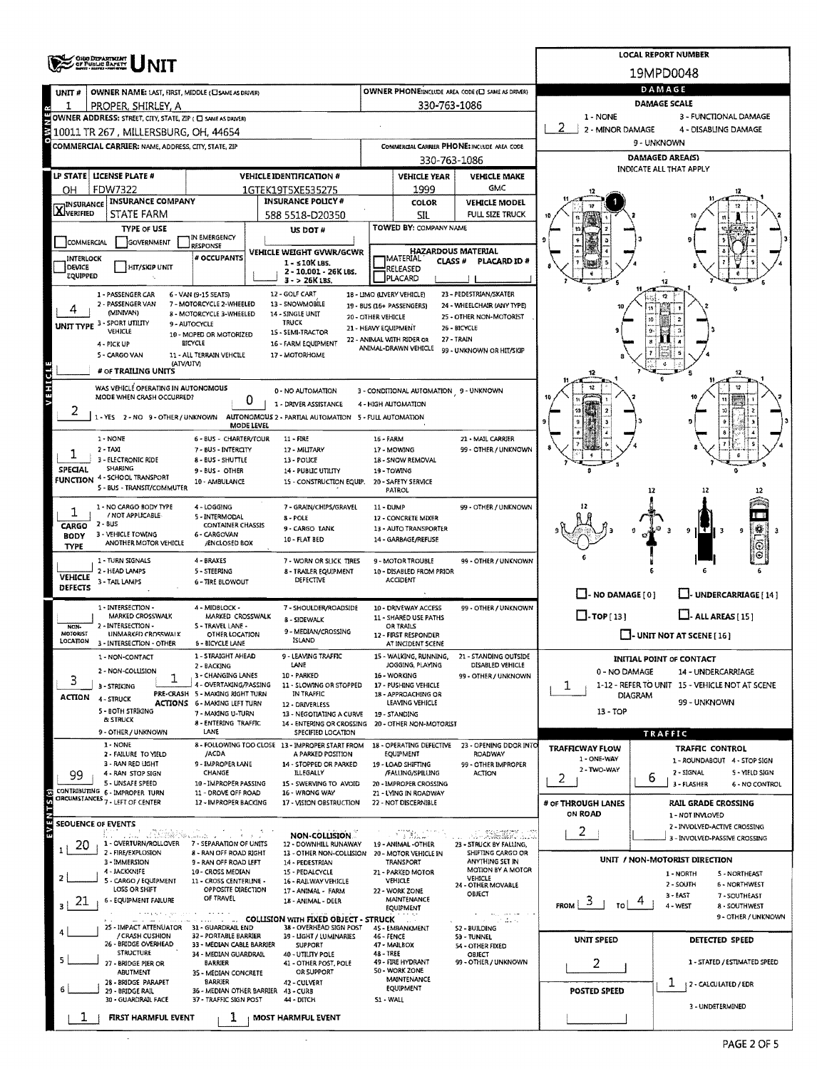# UNIT

**LOCAL REPORT NUMBER:** 19MPD0048

## Owner

| Field | Value |
|---|---|
| UNIT # | 1 |
| OWNER NAME: LAST, FIRST, MIDDLE | PROPER, SHIRLEY, A |
| OWNER PHONE | 330-763-1086 |
| OWNER ADDRESS: STREET, CITY, STATE, ZIP | 10011 TR 267 , MILLERSBURG, OH, 44654 |
| COMMERCIAL CARRIER: NAME, ADDRESS, CITY, STATE, ZIP | |
| COMMERCIAL CARRIER PHONE | 330-763-1086 |

## Vehicle

| LP STATE | LICENSE PLATE # | VEHICLE IDENTIFICATION # | VEHICLE YEAR | VEHICLE MAKE |
|---|---|---|---|---|
| OH | FDW7322 | 1GTEK19T5XE535275 | 1999 | GMC |

| INSURANCE | INSURANCE COMPANY | INSURANCE POLICY # | COLOR | VEHICLE MODEL |
|---|---|---|---|---|
| X VERIFIED | STATE FARM | 588 5518-D20350 | SIL | FULL SIZE TRUCK |

TYPE OF USE: COMMERCIAL / GOVERNMENT / IN EMERGENCY RESPONSE

US DOT #:

TOWED BY: COMPANY NAME

INTERLOCK DEVICE EQUIPPED / HIT/SKIP UNIT / # OCCUPANTS

VEHICLE WEIGHT GVWR/GCWR: 1 - ≤10K LBS. 2 - 10.001 - 26K LBS. 3 - > 26K LBS.

HAZARDOUS MATERIAL: MATERIAL RELEASED / PLACARD; CLASS #; PLACARD ID #

**UNIT TYPE:** 4

1 - PASSENGER CAR, 2 - PASSENGER VAN (MINIVAN), 3 - SPORT UTILITY VEHICLE, 4 - PICK UP, 5 - CARGO VAN, 6 - VAN (9-15 SEATS), 7 - MOTORCYCLE 2-WHEELED, 8 - MOTORCYCLE 3-WHEELED, 9 - AUTOCYCLE, 10 - MOPED OR MOTORIZED BICYCLE, 11 - ALL TERRAIN VEHICLE (ATV/UTV), 12 - GOLF CART, 13 - SNOWMOBILE, 14 - SINGLE UNIT TRUCK, 15 - SEMI-TRACTOR, 16 - FARM EQUIPMENT, 17 - MOTORHOME, 18 - LIMO (LIVERY VEHICLE), 19 - BUS (16+ PASSENGERS), 20 - OTHER VEHICLE, 21 - HEAVY EQUIPMENT, 22 - ANIMAL WITH RIDER OR ANIMAL-DRAWN VEHICLE, 23 - PEDESTRIAN/SKATER, 24 - WHEELCHAIR (ANY TYPE), 25 - OTHER NON-MOTORIST, 26 - BICYCLE, 27 - TRAIN, 99 - UNKNOWN OR HIT/SKIP

# OF TRAILING UNITS:

**WAS VEHICLE OPERATING IN AUTONOMOUS MODE WHEN CRASH OCCURRED?** 2 (1 - YES 2 - NO 9 - OTHER / UNKNOWN)

**AUTONOMOUS MODE LEVEL:** 0 (0 - NO AUTOMATION, 1 - DRIVER ASSISTANCE, 2 - PARTIAL AUTOMATION, 3 - CONDITIONAL AUTOMATION, 4 - HIGH AUTOMATION, 5 - FULL AUTOMATION, 9 - UNKNOWN)

**SPECIAL FUNCTION:** 1

1 - NONE, 2 - TAXI, 3 - ELECTRONIC RIDE SHARING, 4 - SCHOOL TRANSPORT, 5 - BUS - TRANSIT/COMMUTER, 6 - BUS - CHARTER/TOUR, 7 - BUS - INTERCITY, 8 - BUS - SHUTTLE, 9 - BUS - OTHER, 10 - AMBULANCE, 11 - FIRE, 12 - MILITARY, 13 - POLICE, 14 - PUBLIC UTILITY, 15 - CONSTRUCTION EQUIP., 16 - FARM, 17 - MOWING, 18 - SNOW REMOVAL, 19 - TOWING, 20 - SAFETY SERVICE PATROL, 21 - MAIL CARRIER, 99 - OTHER / UNKNOWN

**CARGO BODY TYPE:** 1

1 - NO CARGO BODY TYPE / NOT APPLICABLE, 2 - BUS, 3 - VEHICLE TOWING ANOTHER MOTOR VEHICLE, 4 - LOGGING, 5 - INTERMODAL CONTAINER CHASSIS, 6 - CARGOVAN /ENCLOSED BOX, 7 - GRAIN/CHIPS/GRAVEL, 8 - POLE, 9 - CARGO TANK, 10 - FLAT BED, 11 - DUMP, 12 - CONCRETE MIXER, 13 - AUTO TRANSPORTER, 14 - GARBAGE/REFUSE, 99 - OTHER / UNKNOWN

**VEHICLE DEFECTS:**

1 - TURN SIGNALS, 2 - HEAD LAMPS, 3 - TAIL LAMPS, 4 - BRAKES, 5 - STEERING, 6 - TIRE BLOWOUT, 7 - WORN OR SLICK TIRES, 8 - TRAILER EQUIPMENT DEFECTIVE, 9 - MOTOR TROUBLE, 10 - DISABLED FROM PRIOR ACCIDENT, 99 - OTHER / UNKNOWN

**NON-MOTORIST LOCATION:**

1 - INTERSECTION - MARKED CROSSWALK, 2 - INTERSECTION - UNMARKED CROSSWALK, 3 - INTERSECTION - OTHER, 4 - MIDBLOCK - MARKED CROSSWALK, 5 - TRAVEL LANE - OTHER LOCATION, 6 - BICYCLE LANE, 7 - SHOULDER/ROADSIDE, 8 - SIDEWALK, 9 - MEDIAN/CROSSING ISLAND, 10 - DRIVEWAY ACCESS, 11 - SHARED USE PATHS OR TRAILS, 12 - FIRST RESPONDER AT INCIDENT SCENE, 99 - OTHER / UNKNOWN

**ACTION:** 3 — **PRE-CRASH ACTIONS:** 1

ACTION: 1 - NON-CONTACT, 2 - NON-COLLISION, 3 - STRIKING, 4 - STRUCK, 5 - BOTH STRIKING & STRUCK, 9 - OTHER / UNKNOWN

PRE-CRASH ACTIONS: 1 - STRAIGHT AHEAD, 2 - BACKING, 3 - CHANGING LANES, 4 - OVERTAKING/PASSING, 5 - MAKING RIGHT TURN, 6 - MAKING LEFT TURN, 7 - MAKING U-TURN, 8 - ENTERING TRAFFIC LANE, 9 - LEAVING TRAFFIC LANE, 10 - PARKED, 11 - SLOWING OR STOPPED IN TRAFFIC, 12 - DRIVERLESS, 13 - NEGOTIATING A CURVE, 14 - ENTERING OR CROSSING SPECIFIED LOCATION, 15 - WALKING, RUNNING, JOGGING, PLAYING, 16 - WORKING, 17 - PUSHING VEHICLE, 18 - APPROACHING OR LEAVING VEHICLE, 19 - STANDING, 20 - OTHER NON-MOTORIST, 21 - STANDING OUTSIDE DISABLED VEHICLE, 99 - OTHER / UNKNOWN

**CONTRIBUTING CIRCUMSTANCES:** 99

1 - NONE, 2 - FAILURE TO YIELD, 3 - RAN RED LIGHT, 4 - RAN STOP SIGN, 5 - UNSAFE SPEED, 6 - IMPROPER TURN, 7 - LEFT OF CENTER, 8 - FOLLOWING TOO CLOSE /ACDA, 9 - IMPROPER LANE CHANGE, 10 - IMPROPER PASSING, 11 - DROVE OFF ROAD, 12 - IMPROPER BACKING, 13 - IMPROPER START FROM A PARKED POSITION, 14 - STOPPED OR PARKED ILLEGALLY, 15 - SWERVING TO AVOID, 16 - WRONG WAY, 17 - VISION OBSTRUCTION, 18 - OPERATING DEFECTIVE EQUIPMENT, 19 - LOAD SHIFTING /FALLING/SPILLING, 20 - IMPROPER CROSSING, 21 - LYING IN ROADWAY, 22 - NOT DISCERNIBLE, 23 - OPENING DOOR INTO ROADWAY, 99 - OTHER IMPROPER ACTION

## Sequence of Events

| # | Event |
|---|---|
| 1 | 20 |
| 2 | |
| 3 | 21 |
| 4 | |
| 5 | |
| 6 | |

NON-COLLISION: 1 - OVERTURN/ROLLOVER, 2 - FIRE/EXPLOSION, 3 - IMMERSION, 4 - JACKKNIFE, 5 - CARGO / EQUIPMENT LOSS OR SHIFT, 6 - EQUIPMENT FAILURE, 7 - SEPARATION OF UNITS, 8 - RAN OFF ROAD RIGHT, 9 - RAN OFF ROAD LEFT, 10 - CROSS MEDIAN, 11 - CROSS CENTERLINE - OPPOSITE DIRECTION OF TRAVEL, 12 - DOWNHILL RUNAWAY, 13 - OTHER NON-COLLISION, 14 - PEDESTRIAN, 15 - PEDALCYCLE, 16 - RAILWAY VEHICLE, 17 - ANIMAL - FARM, 18 - ANIMAL - DEER, 19 - ANIMAL -OTHER, 20 - MOTOR VEHICLE IN TRANSPORT, 21 - PARKED MOTOR VEHICLE, 22 - WORK ZONE MAINTENANCE EQUIPMENT, 23 - STRUCK BY FALLING, SHIFTING CARGO OR ANYTHING SET IN MOTION BY A MOTOR VEHICLE, 24 - OTHER MOVABLE OBJECT

COLLISION WITH FIXED OBJECT - STRUCK: 25 - IMPACT ATTENUATOR / CRASH CUSHION, 26 - BRIDGE OVERHEAD STRUCTURE, 27 - BRIDGE PIER OR ABUTMENT, 28 - BRIDGE PARAPET, 29 - BRIDGE RAIL, 30 - GUARDRAIL FACE, 31 - GUARDRAIL END, 32 - PORTABLE BARRIER, 33 - MEDIAN CABLE BARRIER, 34 - MEDIAN GUARDRAIL BARRIER, 35 - MEDIAN CONCRETE BARRIER, 36 - MEDIAN OTHER BARRIER, 37 - TRAFFIC SIGN POST, 38 - OVERHEAD SIGN POST, 39 - LIGHT / LUMINARIES SUPPORT, 40 - UTILITY POLE, 41 - OTHER POST, POLE OR SUPPORT, 42 - CULVERT, 43 - CURB, 44 - DITCH, 45 - EMBANKMENT, 46 - FENCE, 47 - MAILBOX, 48 - TREE, 49 - FIRE HYDRANT, 50 - WORK ZONE MAINTENANCE EQUIPMENT, 51 - WALL, 52 - BUILDING, 53 - TUNNEL, 54 - OTHER FIXED OBJECT, 99 - OTHER / UNKNOWN

**FIRST HARMFUL EVENT:** 1 — **MOST HARMFUL EVENT:** 1

## Damage

**DAMAGE SCALE:** 2 (1 - NONE, 2 - MINOR DAMAGE, 3 - FUNCTIONAL DAMAGE, 4 - DISABLING DAMAGE, 9 - UNKNOWN)

DAMAGED AREA(S) — INDICATE ALL THAT APPLY: 1

NO DAMAGE [0] / UNDERCARRIAGE [14] / TOP [13] / ALL AREAS [15] / UNIT NOT AT SCENE [16]

**INITIAL POINT OF CONTACT:** 1

0 - NO DAMAGE, 1-12 - REFER TO UNIT DIAGRAM, 13 - TOP, 14 - UNDERCARRIAGE, 15 - VEHICLE NOT AT SCENE, 99 - UNKNOWN

## Traffic

**TRAFFICWAY FLOW:** 2 (1 - ONE-WAY, 2 - TWO-WAY)

**TRAFFIC CONTROL:** 6 (1 - ROUNDABOUT, 2 - SIGNAL, 3 - FLASHER, 4 - STOP SIGN, 5 - YIELD SIGN, 6 - NO CONTROL)

**# OF THROUGH LANES ON ROAD:** 2

**RAIL GRADE CROSSING:** (1 - NOT INVOLVED, 2 - INVOLVED-ACTIVE CROSSING, 3 - INVOLVED-PASSIVE CROSSING)

**UNIT / NON-MOTORIST DIRECTION:** FROM 3 TO 4

1 - NORTH, 2 - SOUTH, 3 - EAST, 4 - WEST, 5 - NORTHEAST, 6 - NORTHWEST, 7 - SOUTHEAST, 8 - SOUTHWEST, 9 - OTHER / UNKNOWN

**UNIT SPEED:** 2

**DETECTED SPEED:** 1 (1 - STATED / ESTIMATED SPEED, 2 - CALCULATED / EDR, 3 - UNDETERMINED)

**POSTED SPEED:**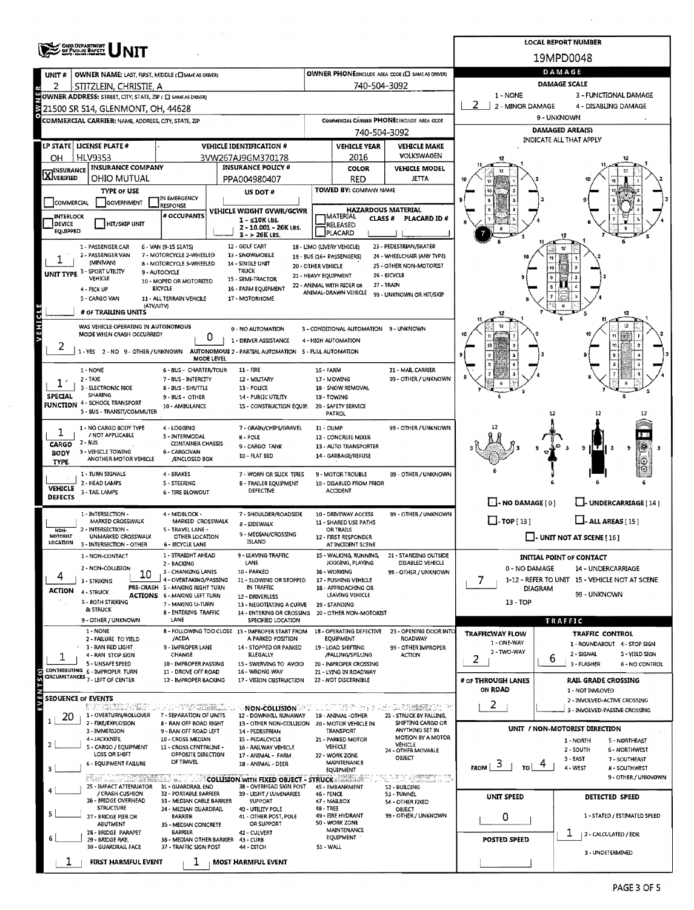# OHIO DEPARTMENT OF PUBLIC SAFETY — UNIT

**LOCAL REPORT NUMBER:** 19MPD0048

## OWNER

| UNIT # | OWNER NAME: LAST, FIRST, MIDDLE (☐ SAME AS DRIVER) | OWNER PHONE: INCLUDE AREA CODE (☐ SAME AS DRIVER) |
|---|---|---|
| 2 | STITZLEIN, CHRISTIE, A | 740-504-3092 |

**OWNER ADDRESS:** STREET, CITY, STATE, ZIP (☐ SAME AS DRIVER)
21500 SR 514, GLENMONT, OH, 44628

**COMMERCIAL CARRIER:** NAME, ADDRESS, CITY, STATE, ZIP

**COMMERCIAL CARRIER PHONE:** INCLUDE AREA CODE
740-504-3092

## VEHICLE

| LP STATE | LICENSE PLATE # | VEHICLE IDENTIFICATION # | VEHICLE YEAR | VEHICLE MAKE |
|---|---|---|---|---|
| OH | HLV9353 | 3VW267AJ9GM370178 | 2016 | VOLKSWAGEN |

| INSURANCE VERIFIED | INSURANCE COMPANY | INSURANCE POLICY # | COLOR | VEHICLE MODEL |
|---|---|---|---|---|
| X | OHIO MUTUAL | PPA004980407 | RED | JETTA |

**TYPE OF USE:** ☐ COMMERCIAL ☐ GOVERNMENT ☐ IN EMERGENCY RESPONSE

**US DOT #:**

**TOWED BY:** COMPANY NAME

☐ INTERLOCK DEVICE EQUIPPED ☐ HIT/SKIP UNIT

**# OCCUPANTS:**

**VEHICLE WEIGHT GVWR/GCWR:** 1 - ≤10K LBS. 2 - 10.001 - 26K LBS. 3 - > 26K LBS.

**HAZARDOUS MATERIAL:** ☐ MATERIAL RELEASED ☐ PLACARD — CLASS # — PLACARD ID #

**UNIT TYPE:** 1
1 - PASSENGER CAR, 2 - PASSENGER VAN (MINIVAN), 3 - SPORT UTILITY VEHICLE, 4 - PICK UP, 5 - CARGO VAN, 6 - VAN (9-15 SEATS), 7 - MOTORCYCLE 2-WHEELED, 8 - MOTORCYCLE 3-WHEELED, 9 - AUTOCYCLE, 10 - MOPED OR MOTORIZED BICYCLE, 11 - ALL TERRAIN VEHICLE (ATV/UTV), 12 - GOLF CART, 13 - SNOWMOBILE, 14 - SINGLE UNIT TRUCK, 15 - SEMI-TRACTOR, 16 - FARM EQUIPMENT, 17 - MOTORHOME, 18 - LIMO (LIVERY VEHICLE), 19 - BUS (16+ PASSENGERS), 20 - OTHER VEHICLE, 21 - HEAVY EQUIPMENT, 22 - ANIMAL WITH RIDER OR ANIMAL-DRAWN VEHICLE, 23 - PEDESTRIAN/SKATER, 24 - WHEELCHAIR (ANY TYPE), 25 - OTHER NON-MOTORIST, 26 - BICYCLE, 27 - TRAIN, 99 - UNKNOWN OR HIT/SKIP

**# OF TRAILING UNITS:**

**WAS VEHICLE OPERATING IN AUTONOMOUS MODE WHEN CRASH OCCURRED?** 2
1 - YES 2 - NO 9 - OTHER / UNKNOWN

**AUTONOMOUS MODE LEVEL:** 0
0 - NO AUTOMATION, 1 - DRIVER ASSISTANCE, 2 - PARTIAL AUTOMATION, 3 - CONDITIONAL AUTOMATION, 4 - HIGH AUTOMATION, 5 - FULL AUTOMATION, 9 - UNKNOWN

**SPECIAL FUNCTION:** 1
1 - NONE, 2 - TAXI, 3 - ELECTRONIC RIDE SHARING, 4 - SCHOOL TRANSPORT, 5 - BUS - TRANSIT/COMMUTER, 6 - BUS - CHARTER/TOUR, 7 - BUS - INTERCITY, 8 - BUS - SHUTTLE, 9 - BUS - OTHER, 10 - AMBULANCE, 11 - FIRE, 12 - MILITARY, 13 - POLICE, 14 - PUBLIC UTILITY, 15 - CONSTRUCTION EQUIP., 16 - FARM, 17 - MOWING, 18 - SNOW REMOVAL, 19 - TOWING, 20 - SAFETY SERVICE PATROL, 21 - MAIL CARRIER, 99 - OTHER / UNKNOWN

**CARGO BODY TYPE:** 1
1 - NO CARGO BODY TYPE / NOT APPLICABLE, 2 - BUS, 3 - VEHICLE TOWING ANOTHER MOTOR VEHICLE, 4 - LOGGING, 5 - INTERMODAL CONTAINER CHASSIS, 6 - CARGOVAN /ENCLOSED BOX, 7 - GRAIN/CHIPS/GRAVEL, 8 - POLE, 9 - CARGO TANK, 10 - FLAT BED, 11 - DUMP, 12 - CONCRETE MIXER, 13 - AUTO TRANSPORTER, 14 - GARBAGE/REFUSE, 99 - OTHER / UNKNOWN

**VEHICLE DEFECTS:**
1 - TURN SIGNALS, 2 - HEAD LAMPS, 3 - TAIL LAMPS, 4 - BRAKES, 5 - STEERING, 6 - TIRE BLOWOUT, 7 - WORN OR SLICK TIRES, 8 - TRAILER EQUIPMENT DEFECTIVE, 9 - MOTOR TROUBLE, 10 - DISABLED FROM PRIOR ACCIDENT, 99 - OTHER / UNKNOWN

**NON-MOTORIST LOCATION:**
1 - INTERSECTION - MARKED CROSSWALK, 2 - INTERSECTION - UNMARKED CROSSWALK, 3 - INTERSECTION - OTHER, 4 - MIDBLOCK - MARKED CROSSWALK, 5 - TRAVEL LANE - OTHER LOCATION, 6 - BICYCLE LANE, 7 - SHOULDER/ROADSIDE, 8 - SIDEWALK, 9 - MEDIAN/CROSSING ISLAND, 10 - DRIVEWAY ACCESS, 11 - SHARED USE PATHS OR TRAILS, 12 - FIRST RESPONDER AT INCIDENT SCENE, 99 - OTHER / UNKNOWN

**ACTION:** 4
1 - NON-CONTACT, 2 - NON-COLLISION, 3 - STRIKING, 4 - STRUCK, 5 - BOTH STRIKING & STRUCK, 9 - OTHER / UNKNOWN

**PRE-CRASH ACTIONS:** 10
1 - STRAIGHT AHEAD, 2 - BACKING, 3 - CHANGING LANES, 4 - OVERTAKING/PASSING, 5 - MAKING RIGHT TURN, 6 - MAKING LEFT TURN, 7 - MAKING U-TURN, 8 - ENTERING TRAFFIC LANE, 9 - LEAVING TRAFFIC LANE, 10 - PARKED, 11 - SLOWING OR STOPPED IN TRAFFIC, 12 - DRIVERLESS, 13 - NEGOTIATING A CURVE, 14 - ENTERING OR CROSSING SPECIFIED LOCATION, 15 - WALKING, RUNNING, JOGGING, PLAYING, 16 - WORKING, 17 - PUSHING VEHICLE, 18 - APPROACHING OR LEAVING VEHICLE, 19 - STANDING, 20 - OTHER NON-MOTORIST, 21 - STANDING OUTSIDE DISABLED VEHICLE, 99 - OTHER / UNKNOWN

**CONTRIBUTING CIRCUMSTANCES:** 1
1 - NONE, 2 - FAILURE TO YIELD, 3 - RAN RED LIGHT, 4 - RAN STOP SIGN, 5 - UNSAFE SPEED, 6 - IMPROPER TURN, 7 - LEFT OF CENTER, 8 - FOLLOWING TOO CLOSE /ACDA, 9 - IMPROPER LANE CHANGE, 10 - IMPROPER PASSING, 11 - DROVE OFF ROAD, 12 - IMPROPER BACKING, 13 - IMPROPER START FROM A PARKED POSITION, 14 - STOPPED OR PARKED ILLEGALLY, 15 - SWERVING TO AVOID, 16 - WRONG WAY, 17 - VISION OBSTRUCTION, 18 - OPERATING DEFECTIVE EQUIPMENT, 19 - LOAD SHIFTING /FALLING/SPILLING, 20 - IMPROPER CROSSING, 21 - LYING IN ROADWAY, 22 - NOT DISCERNIBLE, 23 - OPENING DOOR INTO ROADWAY, 99 - OTHER IMPROPER ACTION

## SEQUENCE OF EVENTS

| # | Event |
|---|---|
| 1 | 20 |
| 2 | |
| 3 | |
| 4 | |
| 5 | |
| 6 | |

**NON-COLLISION:** 1 - OVERTURN/ROLLOVER, 2 - FIRE/EXPLOSION, 3 - IMMERSION, 4 - JACKKNIFE, 5 - CARGO / EQUIPMENT LOSS OR SHIFT, 6 - EQUIPMENT FAILURE, 7 - SEPARATION OF UNITS, 8 - RAN OFF ROAD RIGHT, 9 - RAN OFF ROAD LEFT, 10 - CROSS MEDIAN, 11 - CROSS CENTERLINE - OPPOSITE DIRECTION OF TRAVEL, 12 - DOWNHILL RUNAWAY, 13 - OTHER NON-COLLISION, 14 - PEDESTRIAN, 15 - PEDALCYCLE, 16 - RAILWAY VEHICLE, 17 - ANIMAL - FARM, 18 - ANIMAL - DEER, 19 - ANIMAL - OTHER, 20 - MOTOR VEHICLE IN TRANSPORT, 21 - PARKED MOTOR VEHICLE, 22 - WORK ZONE MAINTENANCE EQUIPMENT, 23 - STRUCK BY FALLING, SHIFTING CARGO OR ANYTHING SET IN MOTION BY A MOTOR VEHICLE, 24 - OTHER MOVABLE OBJECT

**COLLISION WITH FIXED OBJECT - STRUCK:** 25 - IMPACT ATTENUATOR / CRASH CUSHION, 26 - BRIDGE OVERHEAD STRUCTURE, 27 - BRIDGE PIER OR ABUTMENT, 28 - BRIDGE PARAPET, 29 - BRIDGE RAIL, 30 - GUARDRAIL FACE, 31 - GUARDRAIL END, 32 - PORTABLE BARRIER, 33 - MEDIAN CABLE BARRIER, 34 - MEDIAN GUARDRAIL BARRIER, 35 - MEDIAN CONCRETE BARRIER, 36 - MEDIAN OTHER BARRIER, 37 - TRAFFIC SIGN POST, 38 - OVERHEAD SIGN POST, 39 - LIGHT / LUMINARIES SUPPORT, 40 - UTILITY POLE, 41 - OTHER POST, POLE OR SUPPORT, 42 - CULVERT, 43 - CURB, 44 - DITCH, 45 - EMBANKMENT, 46 - FENCE, 47 - MAILBOX, 48 - TREE, 49 - FIRE HYDRANT, 50 - WORK ZONE MAINTENANCE EQUIPMENT, 51 - WALL, 52 - BUILDING, 53 - TUNNEL, 54 - OTHER FIXED OBJECT, 99 - OTHER / UNKNOWN

**FIRST HARMFUL EVENT:** 1 **MOST HARMFUL EVENT:** 1

## DAMAGE

**DAMAGE SCALE:** 2
1 - NONE, 2 - MINOR DAMAGE, 3 - FUNCTIONAL DAMAGE, 4 - DISABLING DAMAGE, 9 - UNKNOWN

**DAMAGED AREA(S)** — INDICATE ALL THAT APPLY: 7

☐ - NO DAMAGE [0] ☐ - UNDERCARRIAGE [14] ☐ - TOP [13] ☐ - ALL AREAS [15] ☐ - UNIT NOT AT SCENE [16]

**INITIAL POINT OF CONTACT:** 7
0 - NO DAMAGE, 1-12 - REFER TO UNIT DIAGRAM, 13 - TOP, 14 - UNDERCARRIAGE, 15 - VEHICLE NOT AT SCENE, 99 - UNKNOWN

## TRAFFIC

**TRAFFICWAY FLOW:** 2
1 - ONE-WAY, 2 - TWO-WAY

**TRAFFIC CONTROL:** 6
1 - ROUNDABOUT, 2 - SIGNAL, 3 - FLASHER, 4 - STOP SIGN, 5 - YIELD SIGN, 6 - NO CONTROL

**# OF THROUGH LANES ON ROAD:** 2

**RAIL GRADE CROSSING:**
1 - NOT INVLOVED, 2 - INVOLVED-ACTIVE CROSSING, 3 - INVOLVED-PASSIVE CROSSING

**UNIT / NON-MOTORIST DIRECTION:** FROM 3 TO 4
1 - NORTH, 2 - SOUTH, 3 - EAST, 4 - WEST, 5 - NORTHEAST, 6 - NORTHWEST, 7 - SOUTHEAST, 8 - SOUTHWEST, 9 - OTHER / UNKNOWN

**UNIT SPEED:** 0

**POSTED SPEED:**

**DETECTED SPEED:** 1
1 - STATED / ESTIMATED SPEED, 2 - CALCULATED / EDR, 3 - UNDETERMINED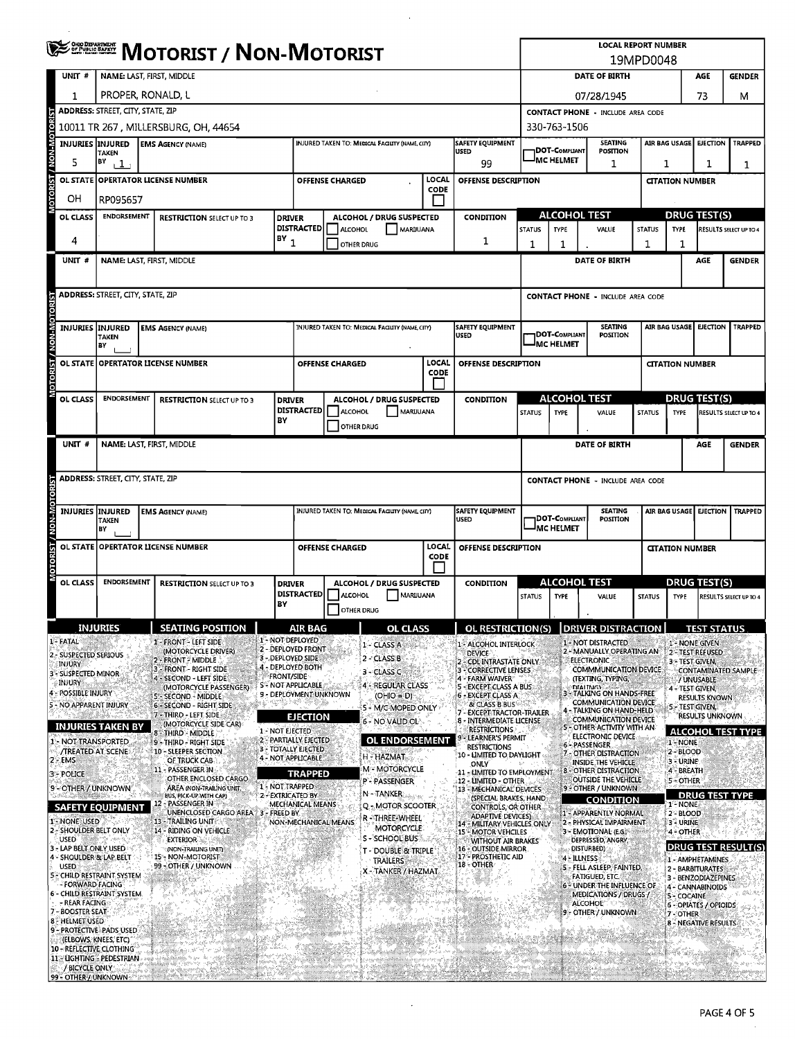# MOTORIST / NON-MOTORIST

Ohio Department of Public Safety

**LOCAL REPORT NUMBER:** 19MPD0048

## Unit 1 (Motorist / Non-Motorist)

| UNIT # | NAME: LAST, FIRST, MIDDLE | DATE OF BIRTH | AGE | GENDER |
|---|---|---|---|---|
| 1 | PROPER, RONALD, L | 07/28/1945 | 73 | M |

| ADDRESS: STREET, CITY, STATE, ZIP | CONTACT PHONE - INCLUDE AREA CODE |
|---|---|
| 10011 TR 267 , MILLERSBURG, OH, 44654 | 330-763-1506 |

| INJURIES | INJURED TAKEN BY | EMS AGENCY (NAME) | INJURED TAKEN TO: MEDICAL FACILITY (NAME, CITY) | SAFETY EQUIPMENT USED | DOT-COMPLIANT MC HELMET | SEATING POSITION | AIR BAG USAGE | EJECTION | TRAPPED |
|---|---|---|---|---|---|---|---|---|---|
| 5 | 1 | | | 99 | | 1 | 1 | 1 | 1 |

| OL STATE | OPERATOR LICENSE NUMBER | OFFENSE CHARGED | LOCAL CODE | OFFENSE DESCRIPTION | CITATION NUMBER |
|---|---|---|---|---|---|
| OH | RP095657 | | | | |

| OL CLASS | ENDORSEMENT | RESTRICTION SELECT UP TO 3 | DRIVER DISTRACTED BY | ALCOHOL / DRUG SUSPECTED | CONDITION | ALCOHOL TEST STATUS | ALCOHOL TEST TYPE | ALCOHOL TEST VALUE | DRUG TEST STATUS | DRUG TEST TYPE | DRUG TEST RESULTS SELECT UP TO 4 |
|---|---|---|---|---|---|---|---|---|---|---|---|
| 4 | | | 1 | ☐ ALCOHOL ☐ MARIJUANA ☐ OTHER DRUG | 1 | 1 | 1 | . | 1 | 1 | |

## Unit (blank)

| UNIT # | NAME: LAST, FIRST, MIDDLE | DATE OF BIRTH | AGE | GENDER |
|---|---|---|---|---|
| | | | | |

| ADDRESS: STREET, CITY, STATE, ZIP | CONTACT PHONE - INCLUDE AREA CODE |
|---|---|
| | |

| INJURIES | INJURED TAKEN BY | EMS AGENCY (NAME) | INJURED TAKEN TO: MEDICAL FACILITY (NAME, CITY) | SAFETY EQUIPMENT USED | DOT-COMPLIANT MC HELMET | SEATING POSITION | AIR BAG USAGE | EJECTION | TRAPPED |
|---|---|---|---|---|---|---|---|---|---|
| | | | | | | | | | |

| OL STATE | OPERATOR LICENSE NUMBER | OFFENSE CHARGED | LOCAL CODE | OFFENSE DESCRIPTION | CITATION NUMBER |
|---|---|---|---|---|---|
| | | | | | |

| OL CLASS | ENDORSEMENT | RESTRICTION SELECT UP TO 3 | DRIVER DISTRACTED BY | ALCOHOL / DRUG SUSPECTED | CONDITION | ALCOHOL TEST STATUS | ALCOHOL TEST TYPE | ALCOHOL TEST VALUE | DRUG TEST STATUS | DRUG TEST TYPE | DRUG TEST RESULTS SELECT UP TO 4 |
|---|---|---|---|---|---|---|---|---|---|---|---|
| | | | | ☐ ALCOHOL ☐ MARIJUANA ☐ OTHER DRUG | | | | . | | | |

## Unit (blank)

| UNIT # | NAME: LAST, FIRST, MIDDLE | DATE OF BIRTH | AGE | GENDER |
|---|---|---|---|---|
| | | | | |

| ADDRESS: STREET, CITY, STATE, ZIP | CONTACT PHONE - INCLUDE AREA CODE |
|---|---|
| | |

| INJURIES | INJURED TAKEN BY | EMS AGENCY (NAME) | INJURED TAKEN TO: MEDICAL FACILITY (NAME, CITY) | SAFETY EQUIPMENT USED | DOT-COMPLIANT MC HELMET | SEATING POSITION | AIR BAG USAGE | EJECTION | TRAPPED |
|---|---|---|---|---|---|---|---|---|---|
| | | | | | | | | | |

| OL STATE | OPERATOR LICENSE NUMBER | OFFENSE CHARGED | LOCAL CODE | OFFENSE DESCRIPTION | CITATION NUMBER |
|---|---|---|---|---|---|
| | | | | | |

| OL CLASS | ENDORSEMENT | RESTRICTION SELECT UP TO 3 | DRIVER DISTRACTED BY | ALCOHOL / DRUG SUSPECTED | CONDITION | ALCOHOL TEST STATUS | ALCOHOL TEST TYPE | ALCOHOL TEST VALUE | DRUG TEST STATUS | DRUG TEST TYPE | DRUG TEST RESULTS SELECT UP TO 4 |
|---|---|---|---|---|---|---|---|---|---|---|---|
| | | | | ☐ ALCOHOL ☐ MARIJUANA ☐ OTHER DRUG | | | | . | | | |

## Codes

### INJURIES
1 - FATAL
2 - SUSPECTED SERIOUS INJURY
3 - SUSPECTED MINOR INJURY
4 - POSSIBLE INJURY
5 - NO APPARENT INJURY

### INJURIES TAKEN BY
1 - NOT TRANSPORTED /TREATED AT SCENE
2 - EMS
3 - POLICE
9 - OTHER / UNKNOWN

### SAFETY EQUIPMENT
1 - NONE USED
2 - SHOULDER BELT ONLY USED
3 - LAP BELT ONLY USED
4 - SHOULDER & LAP BELT USED
5 - CHILD RESTRAINT SYSTEM - FORWARD FACING
6 - CHILD RESTRAINT SYSTEM - REAR FACING
7 - BOOSTER SEAT
8 - HELMET USED
9 - PROTECTIVE PADS USED (ELBOWS, KNEES, ETC)
10 - REFLECTIVE CLOTHING
11 - LIGHTING - PEDESTRIAN / BICYCLE ONLY
99 - OTHER / UNKNOWN

### SEATING POSITION
1 - FRONT - LEFT SIDE (MOTORCYCLE DRIVER)
2 - FRONT - MIDDLE
3 - FRONT - RIGHT SIDE
4 - SECOND - LEFT SIDE (MOTORCYCLE PASSENGER)
5 - SECOND - MIDDLE
6 - SECOND - RIGHT SIDE
7 - THIRD - LEFT SIDE (MOTORCYCLE SIDE CAR)
8 - THIRD - MIDDLE
9 - THIRD - RIGHT SIDE
10 - SLEEPER SECTION OF TRUCK CAB
11 - PASSENGER IN OTHER ENCLOSED CARGO AREA (NON-TRAILING UNIT, BUS, PICK-UP WITH CAP)
12 - PASSENGER IN UNENCLOSED CARGO AREA
13 - TRAILING UNIT
14 - RIDING ON VEHICLE EXTERIOR (NON-TRAILING UNIT)
15 - NON-MOTORIST
99 - OTHER / UNKNOWN

### AIR BAG
1 - NOT DEPLOYED
2 - DEPLOYED FRONT
3 - DEPLOYED SIDE
4 - DEPLOYED BOTH FRONT/SIDE
5 - NOT APPLICABLE
9 - DEPLOYMENT UNKNOWN

### EJECTION
1 - NOT EJECTED
2 - PARTIALLY EJECTED
3 - TOTALLY EJECTED
4 - NOT APPLICABLE

### TRAPPED
1 - NOT TRAPPED
2 - EXTRICATED BY MECHANICAL MEANS
3 - FREED BY NON-MECHANICAL MEANS

### OL CLASS
1 - CLASS A
2 - CLASS B
3 - CLASS C
4 - REGULAR CLASS (OHIO = D)
5 - M/C MOPED ONLY
6 - NO VALID OL

### OL ENDORSEMENT
H - HAZMAT
M - MOTORCYCLE
P - PASSENGER
N - TANKER
Q - MOTOR SCOOTER
R - THREE-WHEEL MOTORCYCLE
S - SCHOOL BUS
T - DOUBLE & TRIPLE TRAILERS
X - TANKER / HAZMAT

### OL RESTRICTION(S)
1 - ALCOHOL INTERLOCK DEVICE
2 - CDL INTRASTATE ONLY
3 - CORRECTIVE LENSES
4 - FARM WAIVER
5 - EXCEPT CLASS A BUS
6 - EXCEPT CLASS A & CLASS B BUS
7 - EXCEPT TRACTOR-TRAILER
8 - INTERMEDIATE LICENSE RESTRICTIONS
9 - LEARNER'S PERMIT RESTRICTIONS
10 - LIMITED TO DAYLIGHT ONLY
11 - LIMITED TO EMPLOYMENT
12 - LIMITED - OTHER
13 - MECHANICAL DEVICES (SPECIAL BRAKES, HAND CONTROLS, OR OTHER ADAPTIVE DEVICES)
14 - MILITARY VEHICLES ONLY
15 - MOTOR VEHICLES WITHOUT AIR BRAKES
16 - OUTSIDE MIRROR
17 - PROSTHETIC AID
18 - OTHER

### DRIVER DISTRACTION
1 - NOT DISTRACTED
2 - MANUALLY OPERATING AN ELECTRONIC COMMMUNICATION DEVICE (TEXTING, TYPING, DIALING)
3 - TALKING ON HANDS-FREE COMMUNICATION DEVICE
4 - TALKING ON HAND-HELD COMMUNICATION DEVICE
5 - OTHER ACTIVITY WITH AN ELECTRONIC DEVICE
6 - PASSENGER
7 - OTHER DISTRACTION INSIDE THE VEHICLE
8 - OTHER DISTRACTION OUTSIDE THE VEHICLE
9 - OTHER / UNKNOWN

### CONDITION
1 - APPARENTLY NORMAL
2 - PHYSICAL IMPAIRMENT
3 - EMOTIONAL (E.G. DEPRESSED, ANGRY, DISTURBED)
4 - ILLNESS
5 - FELL ASLEEP, FAINTED, FATIGUED, ETC.
6 - UNDER THE INFLUENCE OF MEDICATIONS / DRUGS / ALCOHOL
9 - OTHER / UNKNOWN

### TEST STATUS
1 - NONE GIVEN
2 - TEST REFUSED
3 - TEST GIVEN, CONTAMINATED SAMPLE / UNUSABLE
4 - TEST GIVEN, RESULTS KNOWN
5 - TEST GIVEN, RESULTS UNKNOWN

### ALCOHOL TEST TYPE
1 - NONE
2 - BLOOD
3 - URINE
4 - BREATH
5 - OTHER

### DRUG TEST TYPE
1 - NONE
2 - BLOOD
3 - URINE
4 - OTHER

### DRUG TEST RESULT(S)
1 - AMPHETAMINES
2 - BARBITURATES
3 - BENZODIAZEPINES
4 - CANNABINOIDS
5 - COCAINE
6 - OPIATES / OPIOIDS
7 - OTHER
8 - NEGATIVE RESULTS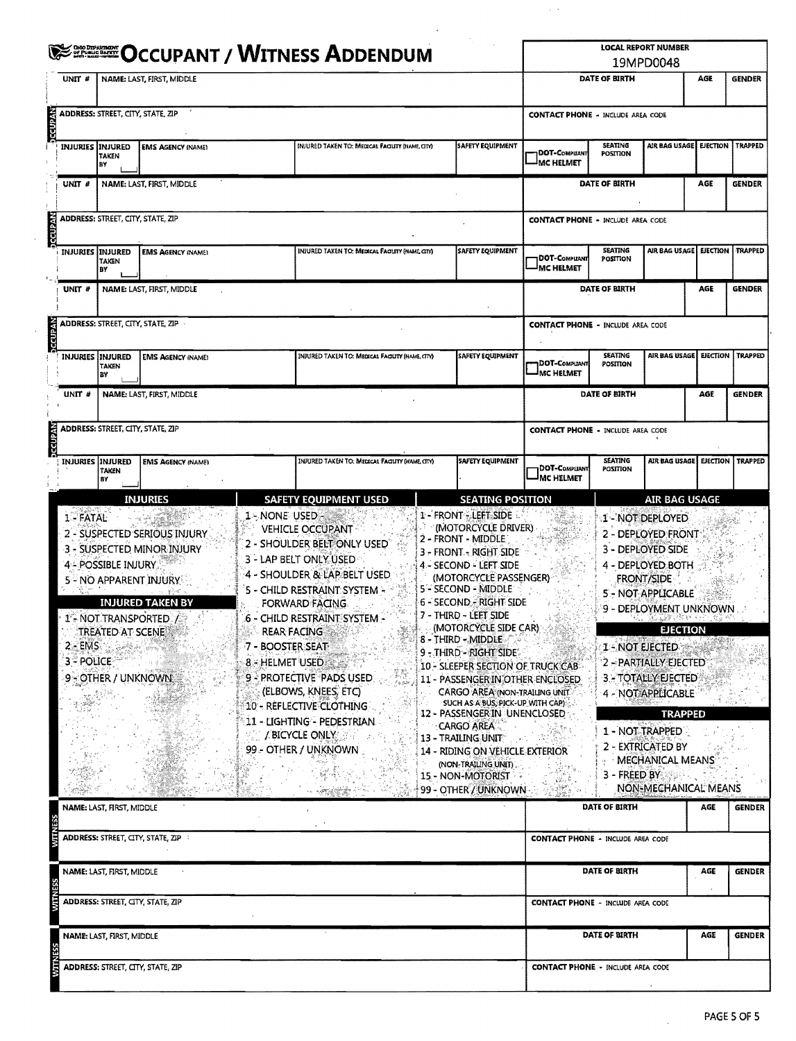# OCCUPANT / WITNESS ADDENDUM

**LOCAL REPORT NUMBER:** 19MPD0048

## OCCUPANT

| UNIT # | NAME: LAST, FIRST, MIDDLE | | | | DATE OF BIRTH | | AGE | GENDER |
|---|---|---|---|---|---|---|---|---|
| | | | | | | | | |
| ADDRESS: STREET, CITY, STATE, ZIP | | | | | CONTACT PHONE - INCLUDE AREA CODE | | | |
| | | | | | | | | |
| INJURIES | INJURED TAKEN BY | EMS AGENCY (NAME) | INJURED TAKEN TO: MEDICAL FACILITY (NAME, CITY) | SAFETY EQUIPMENT | DOT-COMPLIANT MC HELMET | SEATING POSITION | AIR BAG USAGE | EJECTION / TRAPPED |
| | | | | | | | | |

## OCCUPANT

| UNIT # | NAME: LAST, FIRST, MIDDLE | | | | DATE OF BIRTH | | AGE | GENDER |
|---|---|---|---|---|---|---|---|---|
| | | | | | | | | |
| ADDRESS: STREET, CITY, STATE, ZIP | | | | | CONTACT PHONE - INCLUDE AREA CODE | | | |
| | | | | | | | | |
| INJURIES | INJURED TAKEN BY | EMS AGENCY (NAME) | INJURED TAKEN TO: MEDICAL FACILITY (NAME, CITY) | SAFETY EQUIPMENT | DOT-COMPLIANT MC HELMET | SEATING POSITION | AIR BAG USAGE | EJECTION / TRAPPED |
| | | | | | | | | |

## OCCUPANT

| UNIT # | NAME: LAST, FIRST, MIDDLE | | | | DATE OF BIRTH | | AGE | GENDER |
|---|---|---|---|---|---|---|---|---|
| | | | | | | | | |
| ADDRESS: STREET, CITY, STATE, ZIP | | | | | CONTACT PHONE - INCLUDE AREA CODE | | | |
| | | | | | | | | |
| INJURIES | INJURED TAKEN BY | EMS AGENCY (NAME) | INJURED TAKEN TO: MEDICAL FACILITY (NAME, CITY) | SAFETY EQUIPMENT | DOT-COMPLIANT MC HELMET | SEATING POSITION | AIR BAG USAGE | EJECTION / TRAPPED |
| | | | | | | | | |

## OCCUPANT

| UNIT # | NAME: LAST, FIRST, MIDDLE | | | | DATE OF BIRTH | | AGE | GENDER |
|---|---|---|---|---|---|---|---|---|
| | | | | | | | | |
| ADDRESS: STREET, CITY, STATE, ZIP | | | | | CONTACT PHONE - INCLUDE AREA CODE | | | |
| | | | | | | | | |
| INJURIES | INJURED TAKEN BY | EMS AGENCY (NAME) | INJURED TAKEN TO: MEDICAL FACILITY (NAME, CITY) | SAFETY EQUIPMENT | DOT-COMPLIANT MC HELMET | SEATING POSITION | AIR BAG USAGE | EJECTION / TRAPPED |
| | | | | | | | | |

### INJURIES
1 - FATAL
2 - SUSPECTED SERIOUS INJURY
3 - SUSPECTED MINOR INJURY
4 - POSSIBLE INJURY
5 - NO APPARENT INJURY

### INJURED TAKEN BY
1 - NOT TRANSPORTED / TREATED AT SCENE
2 - EMS
3 - POLICE
9 - OTHER / UNKNOWN

### SAFETY EQUIPMENT USED
1 - NONE USED - VEHICLE OCCUPANT
2 - SHOULDER BELT ONLY USED
3 - LAP BELT ONLY USED
4 - SHOULDER & LAP BELT USED
5 - CHILD RESTRAINT SYSTEM - FORWARD FACING
6 - CHILD RESTRAINT SYSTEM - REAR FACING
7 - BOOSTER SEAT
8 - HELMET USED
9 - PROTECTIVE PADS USED (ELBOWS, KNEES, ETC)
10 - REFLECTIVE CLOTHING
11 - LIGHTING - PEDESTRIAN / BICYCLE ONLY
99 - OTHER / UNKNOWN

### SEATING POSITION
1 - FRONT - LEFT SIDE (MOTORCYCLE DRIVER)
2 - FRONT - MIDDLE
3 - FRONT - RIGHT SIDE
4 - SECOND - LEFT SIDE (MOTORCYCLE PASSENGER)
5 - SECOND - MIDDLE
6 - SECOND - RIGHT SIDE
7 - THIRD - LEFT SIDE (MOTORCYCLE SIDE CAR)
8 - THIRD - MIDDLE
9 - THIRD - RIGHT SIDE
10 - SLEEPER SECTION OF TRUCK CAB
11 - PASSENGER IN OTHER ENCLOSED CARGO AREA (NON-TRAILING UNIT SUCH AS A BUS, PICK-UP WITH CAP)
12 - PASSENGER IN UNENCLOSED CARGO AREA
13 - TRAILING UNIT
14 - RIDING ON VEHICLE EXTERIOR (NON-TRAILING UNIT)
15 - NON-MOTORIST
99 - OTHER / UNKNOWN

### AIR BAG USAGE
1 - NOT DEPLOYED
2 - DEPLOYED FRONT
3 - DEPLOYED SIDE
4 - DEPLOYED BOTH FRONT/SIDE
5 - NOT APPLICABLE
9 - DEPLOYMENT UNKNOWN

### EJECTION
1 - NOT EJECTED
2 - PARTIALLY EJECTED
3 - TOTALLY EJECTED
4 - NOT APPLICABLE

### TRAPPED
1 - NOT TRAPPED
2 - EXTRICATED BY MECHANICAL MEANS
3 - FREED BY NON-MECHANICAL MEANS

## WITNESS

| NAME: LAST, FIRST, MIDDLE | DATE OF BIRTH | AGE | GENDER |
|---|---|---|---|
| | | | |
| ADDRESS: STREET, CITY, STATE, ZIP | CONTACT PHONE - INCLUDE AREA CODE | | |
| | | | |

## WITNESS

| NAME: LAST, FIRST, MIDDLE | DATE OF BIRTH | AGE | GENDER |
|---|---|---|---|
| | | | |
| ADDRESS: STREET, CITY, STATE, ZIP | CONTACT PHONE - INCLUDE AREA CODE | | |
| | | | |

## WITNESS

| NAME: LAST, FIRST, MIDDLE | DATE OF BIRTH | AGE | GENDER |
|---|---|---|---|
| | | | |
| ADDRESS: STREET, CITY, STATE, ZIP | CONTACT PHONE - INCLUDE AREA CODE | | |
| | | | |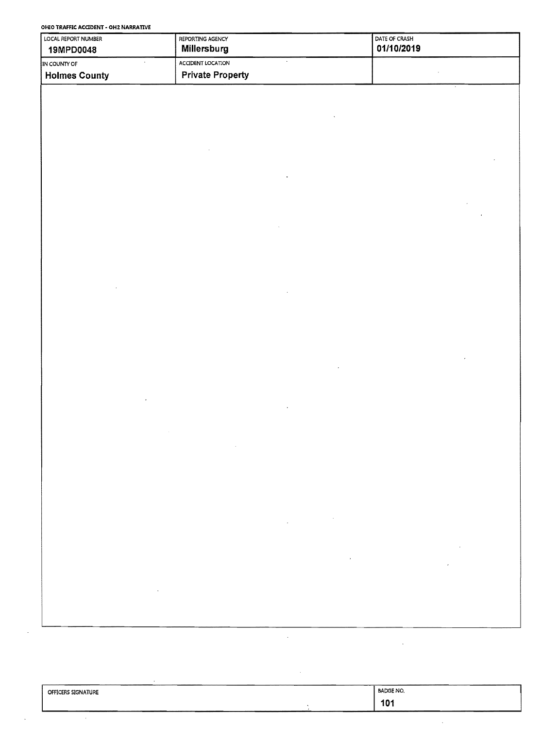**OHIO TRAFFIC ACCIDENT - OH2 NARRATIVE**

| LOCAL REPORT NUMBER | REPORTING AGENCY | DATE OF CRASH |
|---|---|---|
| 19MPD0048 | Millersburg | 01/10/2019 |
| IN COUNTY OF | ACCIDENT LOCATION | |
| Holmes County | Private Property | |

| OFFICERS SIGNATURE | BADGE NO. |
|---|---|
| | 101 |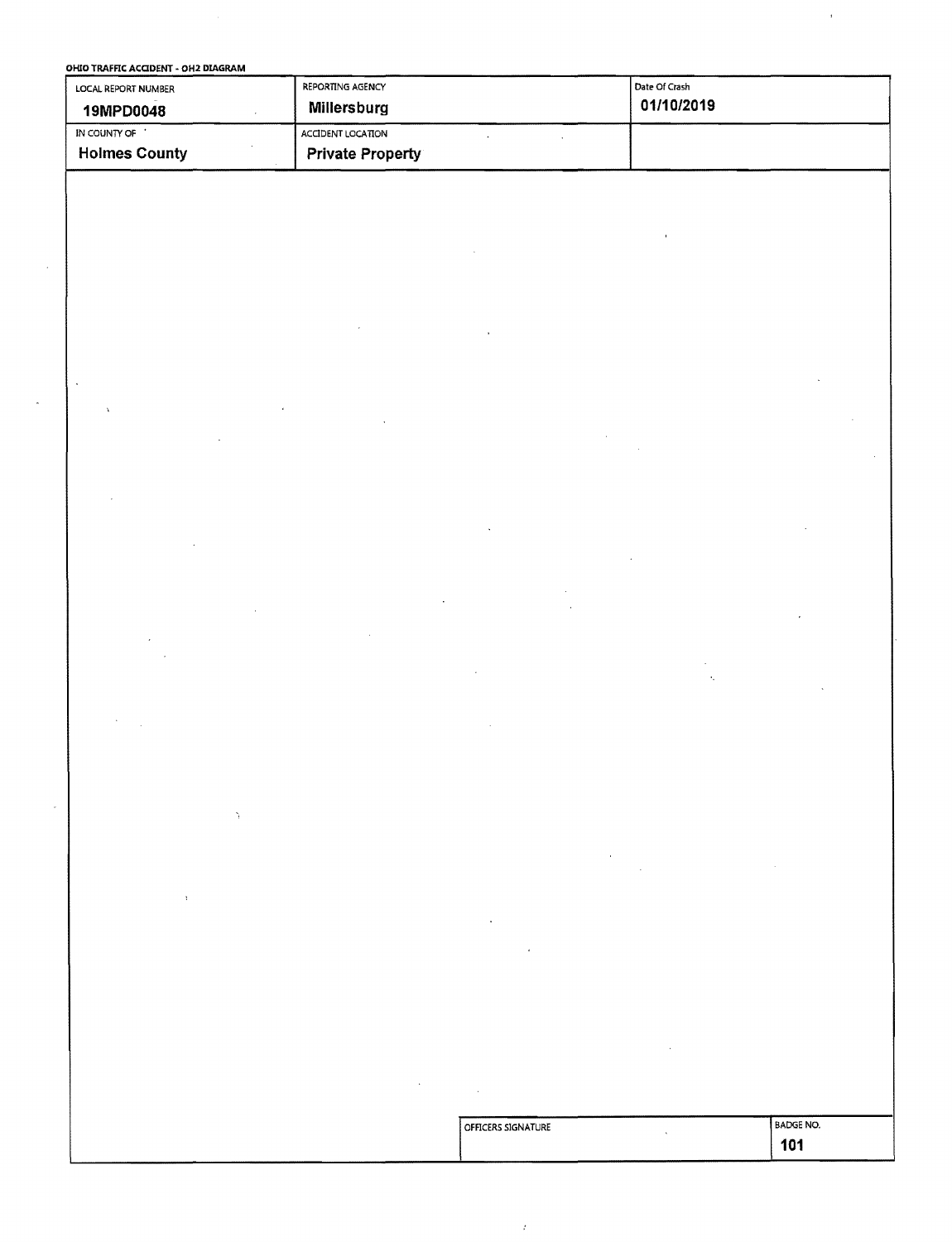**OHIO TRAFFIC ACCIDENT - OH2 DIAGRAM**

| LOCAL REPORT NUMBER | REPORTING AGENCY | Date Of Crash |
|---|---|---|
| 19MPD0048 | Millersburg | 01/10/2019 |
| IN COUNTY OF | ACCIDENT LOCATION | |
| Holmes County | Private Property | |

| OFFICERS SIGNATURE | BADGE NO. |
|---|---|
| | 101 |